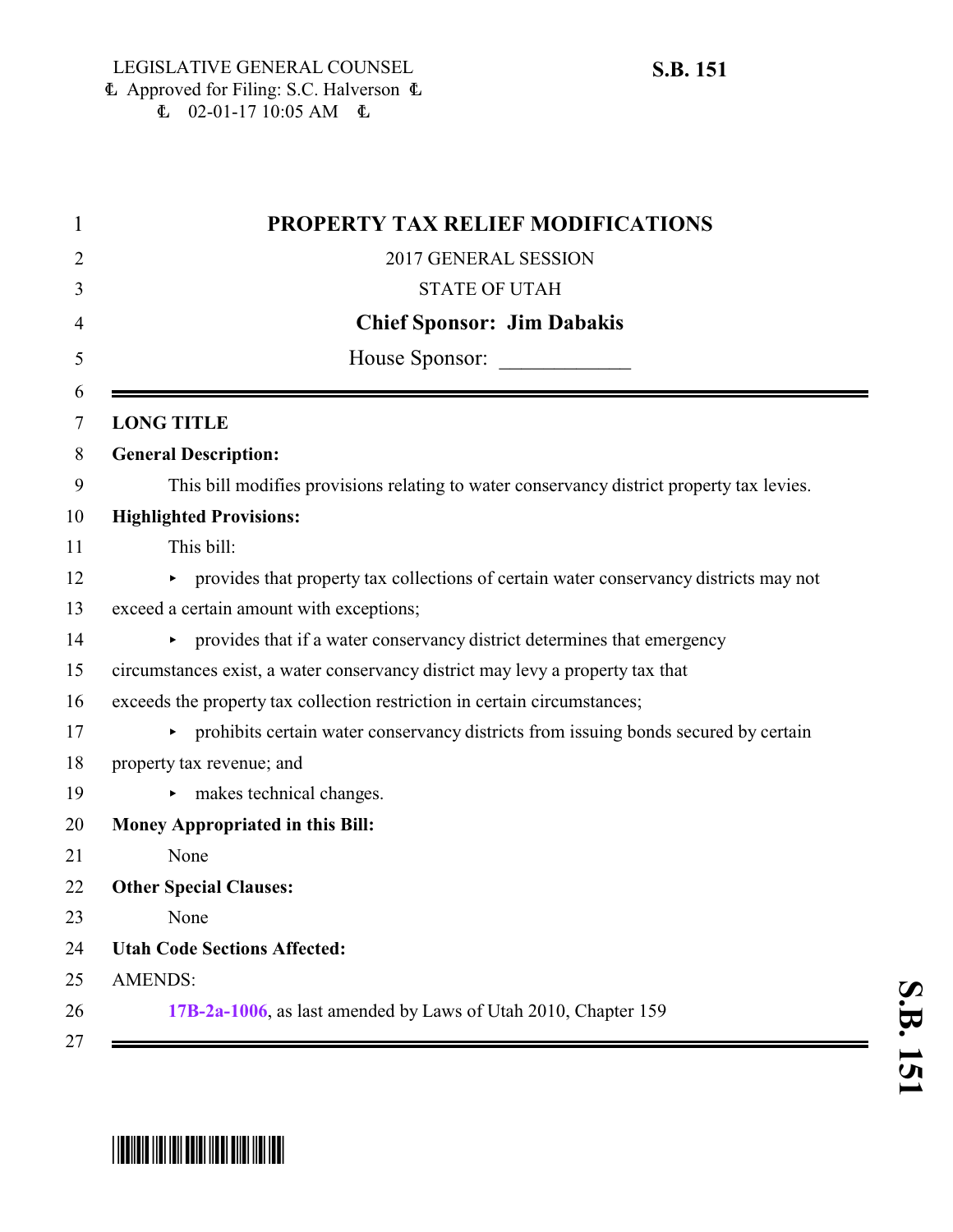LEGISLATIVE GENERAL COUNSEL
Approved for Filing: S.C. Halverson
02-01-17 10:05 AM

**S.B. 151**

# PROPERTY TAX RELIEF MODIFICATIONS

2017 GENERAL SESSION

STATE OF UTAH

**Chief Sponsor: Jim Dabakis**

House Sponsor: ____________

---

**LONG TITLE**

**General Description:**

This bill modifies provisions relating to water conservancy district property tax levies.

**Highlighted Provisions:**

This bill:

- provides that property tax collections of certain water conservancy districts may not exceed a certain amount with exceptions;
- provides that if a water conservancy district determines that emergency circumstances exist, a water conservancy district may levy a property tax that exceeds the property tax collection restriction in certain circumstances;
- prohibits certain water conservancy districts from issuing bonds secured by certain property tax revenue; and
- makes technical changes.

**Money Appropriated in this Bill:**

None

**Other Special Clauses:**

None

**Utah Code Sections Affected:**

AMENDS:

**17B-2a-1006**, as last amended by Laws of Utah 2010, Chapter 159

---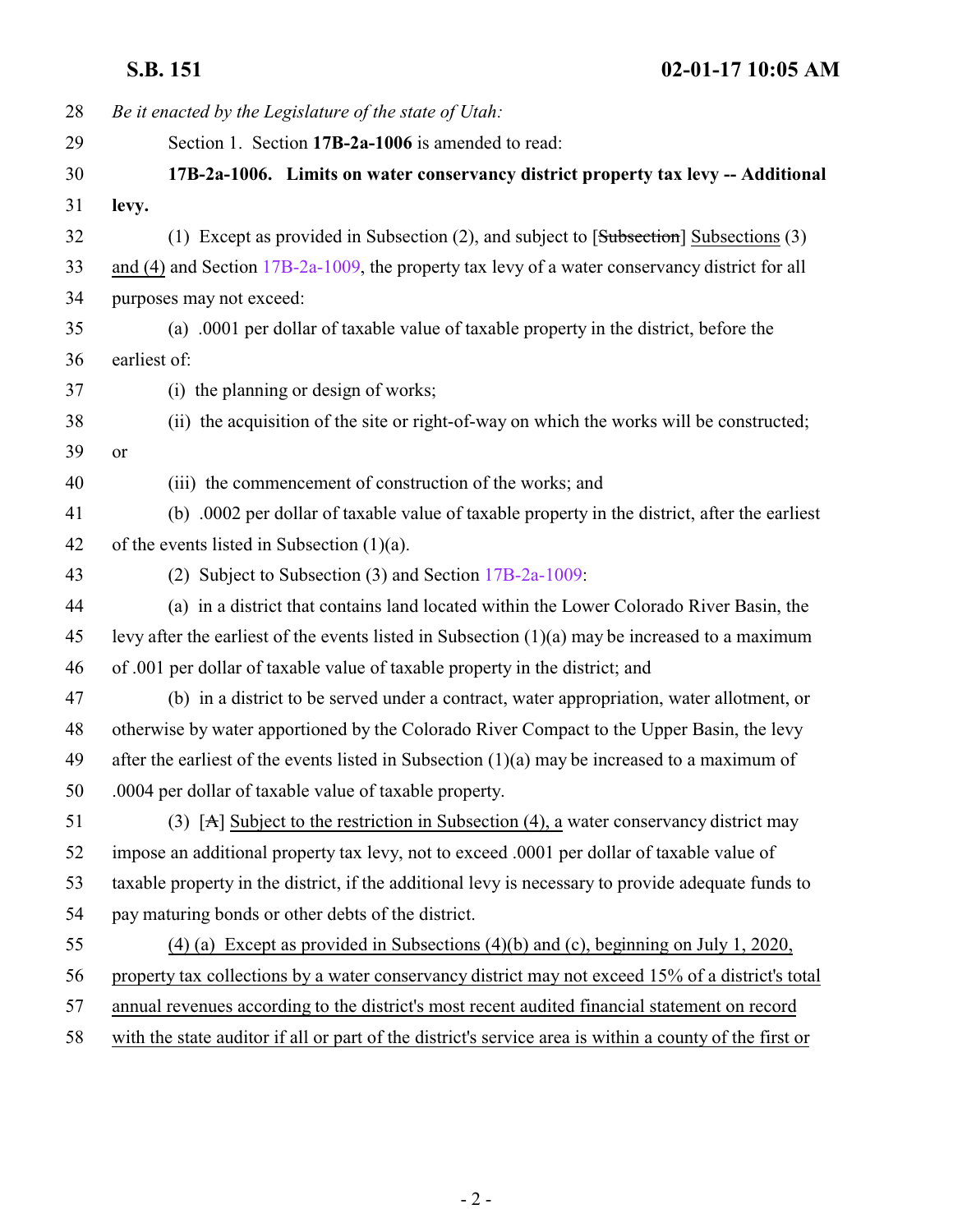*Be it enacted by the Legislature of the state of Utah:*

Section 1. Section **17B-2a-1006** is amended to read:

**17B-2a-1006. Limits on water conservancy district property tax levy -- Additional levy.**

(1) Except as provided in Subsection (2), and subject to [~~Subsection~~] Subsections (3) and (4) and Section 17B-2a-1009, the property tax levy of a water conservancy district for all purposes may not exceed:

(a) .0001 per dollar of taxable value of taxable property in the district, before the earliest of:

(i) the planning or design of works;

(ii) the acquisition of the site or right-of-way on which the works will be constructed; or

(iii) the commencement of construction of the works; and

(b) .0002 per dollar of taxable value of taxable property in the district, after the earliest of the events listed in Subsection (1)(a).

(2) Subject to Subsection (3) and Section 17B-2a-1009:

(a) in a district that contains land located within the Lower Colorado River Basin, the levy after the earliest of the events listed in Subsection (1)(a) may be increased to a maximum of .001 per dollar of taxable value of taxable property in the district; and

(b) in a district to be served under a contract, water appropriation, water allotment, or otherwise by water apportioned by the Colorado River Compact to the Upper Basin, the levy after the earliest of the events listed in Subsection (1)(a) may be increased to a maximum of .0004 per dollar of taxable value of taxable property.

(3) [~~A~~] Subject to the restriction in Subsection (4), a water conservancy district may impose an additional property tax levy, not to exceed .0001 per dollar of taxable value of taxable property in the district, if the additional levy is necessary to provide adequate funds to pay maturing bonds or other debts of the district.

(4) (a) Except as provided in Subsections (4)(b) and (c), beginning on July 1, 2020, property tax collections by a water conservancy district may not exceed 15% of a district's total annual revenues according to the district's most recent audited financial statement on record with the state auditor if all or part of the district's service area is within a county of the first or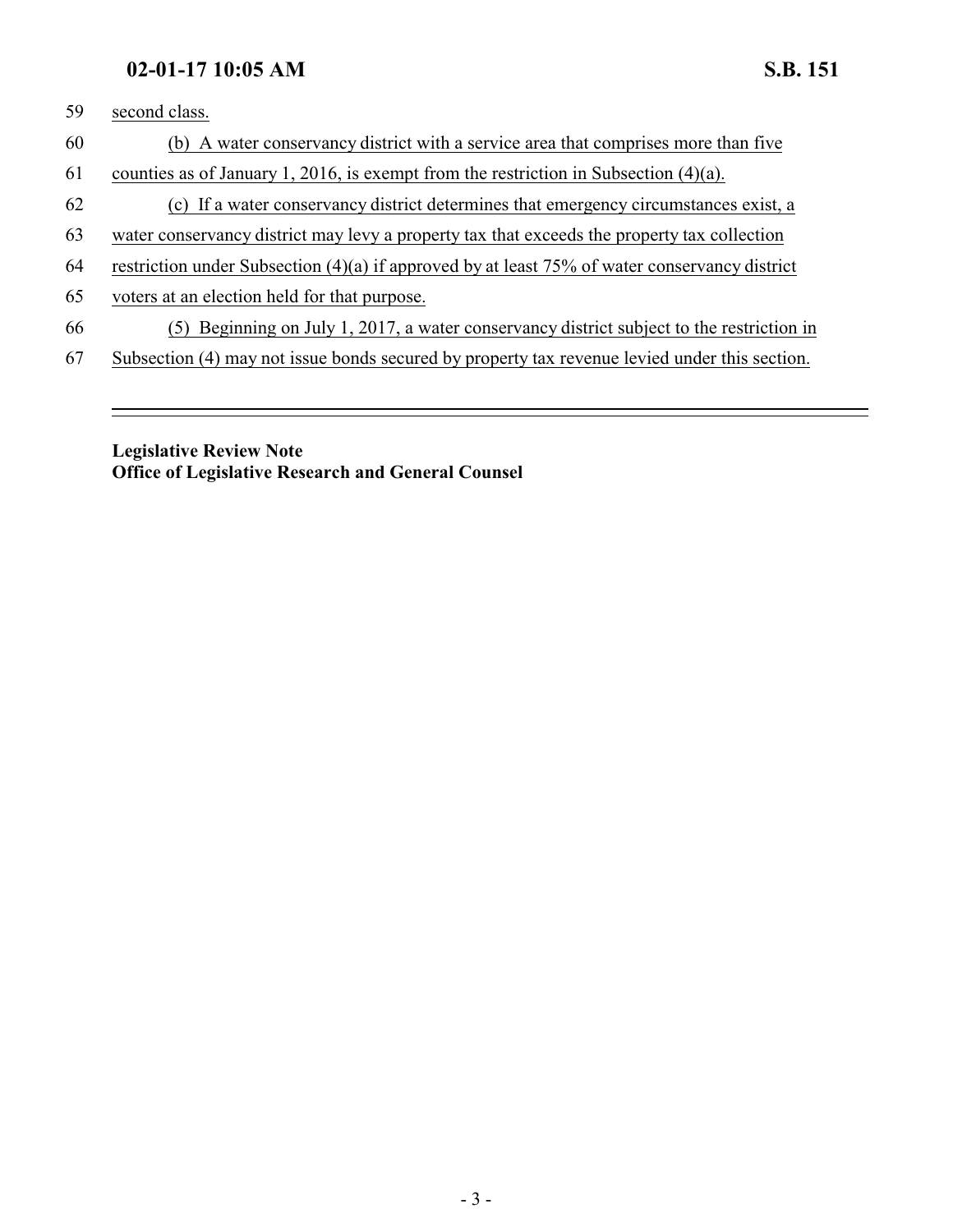59 second class.

60 (b) A water conservancy district with a service area that comprises more than five

61 counties as of January 1, 2016, is exempt from the restriction in Subsection (4)(a).

62 (c) If a water conservancy district determines that emergency circumstances exist, a

63 water conservancy district may levy a property tax that exceeds the property tax collection

64 restriction under Subsection (4)(a) if approved by at least 75% of water conservancy district

65 voters at an election held for that purpose.

66 (5) Beginning on July 1, 2017, a water conservancy district subject to the restriction in

67 Subsection (4) may not issue bonds secured by property tax revenue levied under this section.

---

**Legislative Review Note**
**Office of Legislative Research and General Counsel**